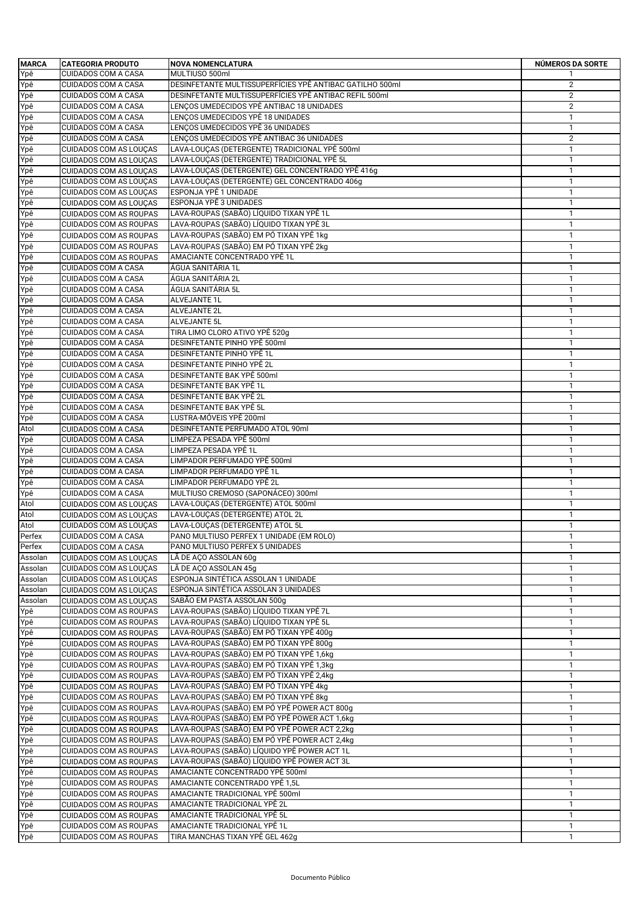| MARCA | CATEGORIA PRODUTO | NOVA NOMENCLATURA | NÚMEROS DA SORTE |
|---|---|---|---|
| Ypê | CUIDADOS COM A CASA | MULTIUSO 500ml | 1 |
| Ypê | CUIDADOS COM A CASA | DESINFETANTE MULTISSUPERFÍCIES YPÊ ANTIBAC GATILHO 500ml | 2 |
| Ypê | CUIDADOS COM A CASA | DESINFETANTE MULTISSUPERFÍCIES YPÊ ANTIBAC REFIL 500ml | 2 |
| Ypê | CUIDADOS COM A CASA | LENÇOS UMEDECIDOS YPÊ ANTIBAC 18 UNIDADES | 2 |
| Ypê | CUIDADOS COM A CASA | LENÇOS UMEDECIDOS YPÊ 18 UNIDADES | 1 |
| Ypê | CUIDADOS COM A CASA | LENÇOS UMEDECIDOS YPÊ 36 UNIDADES | 1 |
| Ypê | CUIDADOS COM A CASA | LENÇOS UMEDECIDOS YPÊ ANTIBAC 36 UNIDADES | 2 |
| Ypê | CUIDADOS COM AS LOUÇAS | LAVA-LOUÇAS (DETERGENTE) TRADICIONAL YPÊ 500ml | 1 |
| Ypê | CUIDADOS COM AS LOUÇAS | LAVA-LOUÇAS (DETERGENTE) TRADICIONAL YPÊ 5L | 1 |
| Ypê | CUIDADOS COM AS LOUÇAS | LAVA-LOUÇAS (DETERGENTE) GEL CONCENTRADO YPÊ 416g | 1 |
| Ypê | CUIDADOS COM AS LOUÇAS | LAVA-LOUÇAS (DETERGENTE) GEL CONCENTRADO 406g | 1 |
| Ypê | CUIDADOS COM AS LOUÇAS | ESPONJA YPÊ 1 UNIDADE | 1 |
| Ypê | CUIDADOS COM AS LOUÇAS | ESPONJA YPÊ 3 UNIDADES | 1 |
| Ypê | CUIDADOS COM AS ROUPAS | LAVA-ROUPAS (SABÃO) LÍQUIDO TIXAN YPÊ 1L | 1 |
| Ypê | CUIDADOS COM AS ROUPAS | LAVA-ROUPAS (SABÃO) LÍQUIDO TIXAN YPÊ 3L | 1 |
| Ypê | CUIDADOS COM AS ROUPAS | LAVA-ROUPAS (SABÃO) EM PÓ TIXAN YPÊ 1kg | 1 |
| Ypê | CUIDADOS COM AS ROUPAS | LAVA-ROUPAS (SABÃO) EM PÓ TIXAN YPÊ 2kg | 1 |
| Ypê | CUIDADOS COM AS ROUPAS | AMACIANTE CONCENTRADO YPÊ 1L | 1 |
| Ypê | CUIDADOS COM A CASA | ÁGUA SANITÁRIA 1L | 1 |
| Ypê | CUIDADOS COM A CASA | ÁGUA SANITÁRIA 2L | 1 |
| Ypê | CUIDADOS COM A CASA | ÁGUA SANITÁRIA 5L | 1 |
| Ypê | CUIDADOS COM A CASA | ALVEJANTE 1L | 1 |
| Ypê | CUIDADOS COM A CASA | ALVEJANTE 2L | 1 |
| Ypê | CUIDADOS COM A CASA | ALVEJANTE 5L | 1 |
| Ypê | CUIDADOS COM A CASA | TIRA LIMO CLORO ATIVO YPÊ 520g | 1 |
| Ypê | CUIDADOS COM A CASA | DESINFETANTE PINHO YPÊ 500ml | 1 |
| Ypê | CUIDADOS COM A CASA | DESINFETANTE PINHO YPÊ 1L | 1 |
| Ypê | CUIDADOS COM A CASA | DESINFETANTE PINHO YPÊ 2L | 1 |
| Ypê | CUIDADOS COM A CASA | DESINFETANTE BAK YPÊ 500ml | 1 |
| Ypê | CUIDADOS COM A CASA | DESINFETANTE BAK YPÊ 1L | 1 |
| Ypê | CUIDADOS COM A CASA | DESINFETANTE BAK YPÊ 2L | 1 |
| Ypê | CUIDADOS COM A CASA | DESINFETANTE BAK YPÊ 5L | 1 |
| Ypê | CUIDADOS COM A CASA | LUSTRA-MÓVEIS YPÊ 200ml | 1 |
| Atol | CUIDADOS COM A CASA | DESINFETANTE PERFUMADO ATOL 90ml | 1 |
| Ypê | CUIDADOS COM A CASA | LIMPEZA PESADA YPÊ 500ml | 1 |
| Ypê | CUIDADOS COM A CASA | LIMPEZA PESADA YPÊ 1L | 1 |
| Ypê | CUIDADOS COM A CASA | LIMPADOR PERFUMADO YPÊ 500ml | 1 |
| Ypê | CUIDADOS COM A CASA | LIMPADOR PERFUMADO YPÊ 1L | 1 |
| Ypê | CUIDADOS COM A CASA | LIMPADOR PERFUMADO YPÊ 2L | 1 |
| Ypê | CUIDADOS COM A CASA | MULTIUSO CREMOSO (SAPONÁCEO) 300ml | 1 |
| Atol | CUIDADOS COM AS LOUÇAS | LAVA-LOUÇAS (DETERGENTE) ATOL 500ml | 1 |
| Atol | CUIDADOS COM AS LOUÇAS | LAVA-LOUÇAS (DETERGENTE) ATOL 2L | 1 |
| Atol | CUIDADOS COM AS LOUÇAS | LAVA-LOUÇAS (DETERGENTE) ATOL 5L | 1 |
| Perfex | CUIDADOS COM A CASA | PANO MULTIUSO PERFEX 1 UNIDADE (EM ROLO) | 1 |
| Perfex | CUIDADOS COM A CASA | PANO MULTIUSO PERFEX 5 UNIDADES | 1 |
| Assolan | CUIDADOS COM AS LOUÇAS | LÃ DE AÇO ASSOLAN 60g | 1 |
| Assolan | CUIDADOS COM AS LOUÇAS | LÃ DE AÇO ASSOLAN 45g | 1 |
| Assolan | CUIDADOS COM AS LOUÇAS | ESPONJA SINTÉTICA ASSOLAN 1 UNIDADE | 1 |
| Assolan | CUIDADOS COM AS LOUÇAS | ESPONJA SINTÉTICA ASSOLAN 3 UNIDADES | 1 |
| Assolan | CUIDADOS COM AS LOUÇAS | SABÃO EM PASTA ASSOLAN 500g | 1 |
| Ypê | CUIDADOS COM AS ROUPAS | LAVA-ROUPAS (SABÃO) LÍQUIDO TIXAN YPÊ 7L | 1 |
| Ypê | CUIDADOS COM AS ROUPAS | LAVA-ROUPAS (SABÃO) LÍQUIDO TIXAN YPÊ 5L | 1 |
| Ypê | CUIDADOS COM AS ROUPAS | LAVA-ROUPAS (SABÃO) EM PÓ TIXAN YPÊ 400g | 1 |
| Ypê | CUIDADOS COM AS ROUPAS | LAVA-ROUPAS (SABÃO) EM PÓ TIXAN YPÊ 800g | 1 |
| Ypê | CUIDADOS COM AS ROUPAS | LAVA-ROUPAS (SABÃO) EM PÓ TIXAN YPÊ 1,6kg | 1 |
| Ypê | CUIDADOS COM AS ROUPAS | LAVA-ROUPAS (SABÃO) EM PÓ TIXAN YPÊ 1,3kg | 1 |
| Ypê | CUIDADOS COM AS ROUPAS | LAVA-ROUPAS (SABÃO) EM PÓ TIXAN YPÊ 2,4kg | 1 |
| Ypê | CUIDADOS COM AS ROUPAS | LAVA-ROUPAS (SABÃO) EM PÓ TIXAN YPÊ 4kg | 1 |
| Ypê | CUIDADOS COM AS ROUPAS | LAVA-ROUPAS (SABÃO) EM PÓ TIXAN YPÊ 8kg | 1 |
| Ypê | CUIDADOS COM AS ROUPAS | LAVA-ROUPAS (SABÃO) EM PÓ YPÊ POWER ACT 800g | 1 |
| Ypê | CUIDADOS COM AS ROUPAS | LAVA-ROUPAS (SABÃO) EM PÓ YPÊ POWER ACT 1,6kg | 1 |
| Ypê | CUIDADOS COM AS ROUPAS | LAVA-ROUPAS (SABÃO) EM PÓ YPÊ POWER ACT 2,2kg | 1 |
| Ypê | CUIDADOS COM AS ROUPAS | LAVA-ROUPAS (SABÃO) EM PÓ YPÊ POWER ACT 2,4kg | 1 |
| Ypê | CUIDADOS COM AS ROUPAS | LAVA-ROUPAS (SABÃO) LÍQUIDO YPÊ POWER ACT 1L | 1 |
| Ypê | CUIDADOS COM AS ROUPAS | LAVA-ROUPAS (SABÃO) LÍQUIDO YPÊ POWER ACT 3L | 1 |
| Ypê | CUIDADOS COM AS ROUPAS | AMACIANTE CONCENTRADO YPÊ 500ml | 1 |
| Ypê | CUIDADOS COM AS ROUPAS | AMACIANTE CONCENTRADO YPÊ 1,5L | 1 |
| Ypê | CUIDADOS COM AS ROUPAS | AMACIANTE TRADICIONAL YPÊ 500ml | 1 |
| Ypê | CUIDADOS COM AS ROUPAS | AMACIANTE TRADICIONAL YPÊ 2L | 1 |
| Ypê | CUIDADOS COM AS ROUPAS | AMACIANTE TRADICIONAL YPÊ 5L | 1 |
| Ypê | CUIDADOS COM AS ROUPAS | AMACIANTE TRADICIONAL YPÊ 1L | 1 |
| Ypê | CUIDADOS COM AS ROUPAS | TIRA MANCHAS TIXAN YPÊ GEL 462g | 1 |

Documento Público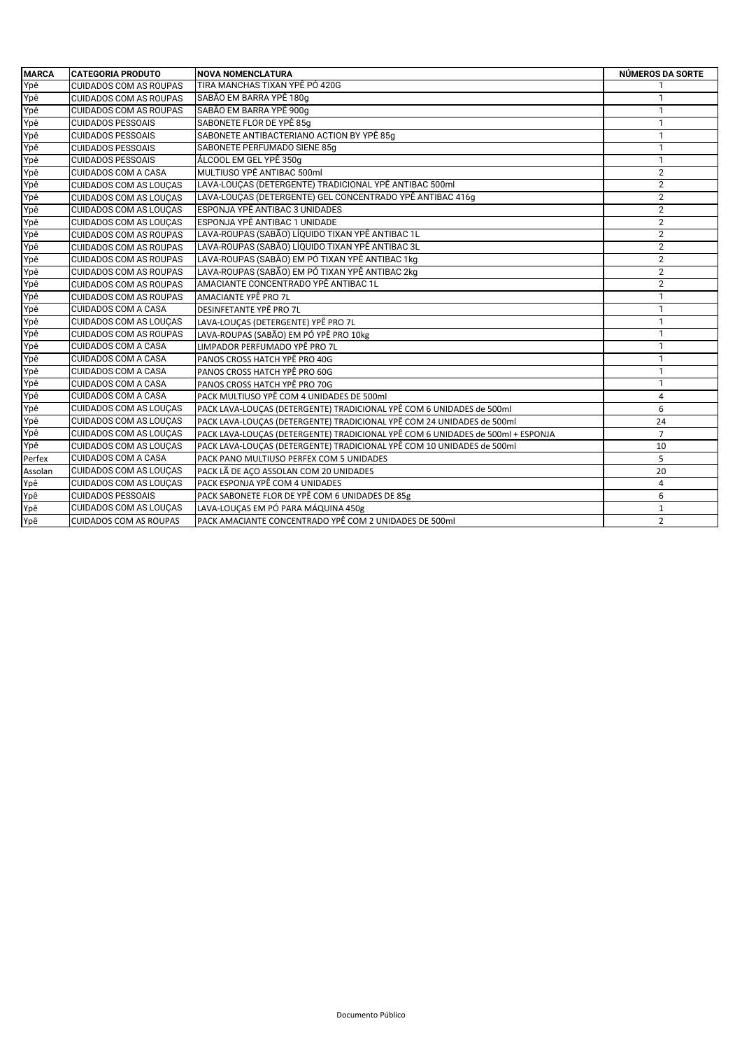| MARCA | CATEGORIA PRODUTO | NOVA NOMENCLATURA | NÚMEROS DA SORTE |
|---|---|---|---|
| Ypê | CUIDADOS COM AS ROUPAS | TIRA MANCHAS TIXAN YPÊ PÓ 420G | 1 |
| Ypê | CUIDADOS COM AS ROUPAS | SABÃO EM BARRA YPÊ 180g | 1 |
| Ypê | CUIDADOS COM AS ROUPAS | SABÃO EM BARRA YPÊ 900g | 1 |
| Ypê | CUIDADOS PESSOAIS | SABONETE FLOR DE YPÊ 85g | 1 |
| Ypê | CUIDADOS PESSOAIS | SABONETE ANTIBACTERIANO ACTION BY YPÊ 85g | 1 |
| Ypê | CUIDADOS PESSOAIS | SABONETE PERFUMADO SIENE 85g | 1 |
| Ypê | CUIDADOS PESSOAIS | ÁLCOOL EM GEL YPÊ 350g | 1 |
| Ypê | CUIDADOS COM A CASA | MULTIUSO YPÊ ANTIBAC 500ml | 2 |
| Ypê | CUIDADOS COM AS LOUÇAS | LAVA-LOUÇAS (DETERGENTE) TRADICIONAL YPÊ ANTIBAC 500ml | 2 |
| Ypê | CUIDADOS COM AS LOUÇAS | LAVA-LOUÇAS (DETERGENTE) GEL CONCENTRADO YPÊ ANTIBAC 416g | 2 |
| Ypê | CUIDADOS COM AS LOUÇAS | ESPONJA YPÊ ANTIBAC 3 UNIDADES | 2 |
| Ypê | CUIDADOS COM AS LOUÇAS | ESPONJA YPÊ ANTIBAC 1 UNIDADE | 2 |
| Ypê | CUIDADOS COM AS ROUPAS | LAVA-ROUPAS (SABÃO) LÍQUIDO TIXAN YPÊ ANTIBAC 1L | 2 |
| Ypê | CUIDADOS COM AS ROUPAS | LAVA-ROUPAS (SABÃO) LÍQUIDO TIXAN YPÊ ANTIBAC 3L | 2 |
| Ypê | CUIDADOS COM AS ROUPAS | LAVA-ROUPAS (SABÃO) EM PÓ TIXAN YPÊ ANTIBAC 1kg | 2 |
| Ypê | CUIDADOS COM AS ROUPAS | LAVA-ROUPAS (SABÃO) EM PÓ TIXAN YPÊ ANTIBAC 2kg | 2 |
| Ypê | CUIDADOS COM AS ROUPAS | AMACIANTE CONCENTRADO YPÊ ANTIBAC 1L | 2 |
| Ypê | CUIDADOS COM AS ROUPAS | AMACIANTE YPÊ PRO 7L | 1 |
| Ypê | CUIDADOS COM A CASA | DESINFETANTE YPÊ PRO 7L | 1 |
| Ypê | CUIDADOS COM AS LOUÇAS | LAVA-LOUÇAS (DETERGENTE) YPÊ PRO 7L | 1 |
| Ypê | CUIDADOS COM AS ROUPAS | LAVA-ROUPAS (SABÃO) EM PÓ YPÊ PRO 10kg | 1 |
| Ypê | CUIDADOS COM A CASA | LIMPADOR PERFUMADO YPÊ PRO 7L | 1 |
| Ypê | CUIDADOS COM A CASA | PANOS CROSS HATCH YPÊ PRO 40G | 1 |
| Ypê | CUIDADOS COM A CASA | PANOS CROSS HATCH YPÊ PRO 60G | 1 |
| Ypê | CUIDADOS COM A CASA | PANOS CROSS HATCH YPÊ PRO 70G | 1 |
| Ypê | CUIDADOS COM A CASA | PACK MULTIUSO YPÊ COM 4 UNIDADES DE 500ml | 4 |
| Ypê | CUIDADOS COM AS LOUÇAS | PACK LAVA-LOUÇAS (DETERGENTE) TRADICIONAL YPÊ COM 6 UNIDADES de 500ml | 6 |
| Ypê | CUIDADOS COM AS LOUÇAS | PACK LAVA-LOUÇAS (DETERGENTE) TRADICIONAL YPÊ COM 24 UNIDADES de 500ml | 24 |
| Ypê | CUIDADOS COM AS LOUÇAS | PACK LAVA-LOUÇAS (DETERGENTE) TRADICIONAL YPÊ COM 6 UNIDADES de 500ml + ESPONJA | 7 |
| Ypê | CUIDADOS COM AS LOUÇAS | PACK LAVA-LOUÇAS (DETERGENTE) TRADICIONAL YPÊ COM 10 UNIDADES de 500ml | 10 |
| Perfex | CUIDADOS COM A CASA | PACK PANO MULTIUSO PERFEX COM 5 UNIDADES | 5 |
| Assolan | CUIDADOS COM AS LOUÇAS | PACK LÃ DE AÇO ASSOLAN COM 20 UNIDADES | 20 |
| Ypê | CUIDADOS COM AS LOUÇAS | PACK ESPONJA YPÊ COM 4 UNIDADES | 4 |
| Ypê | CUIDADOS PESSOAIS | PACK SABONETE FLOR DE YPÊ COM 6 UNIDADES DE 85g | 6 |
| Ypê | CUIDADOS COM AS LOUÇAS | LAVA-LOUÇAS EM PÓ PARA MÁQUINA 450g | 1 |
| Ypê | CUIDADOS COM AS ROUPAS | PACK AMACIANTE CONCENTRADO YPÊ COM 2 UNIDADES DE 500ml | 2 |

Documento Público